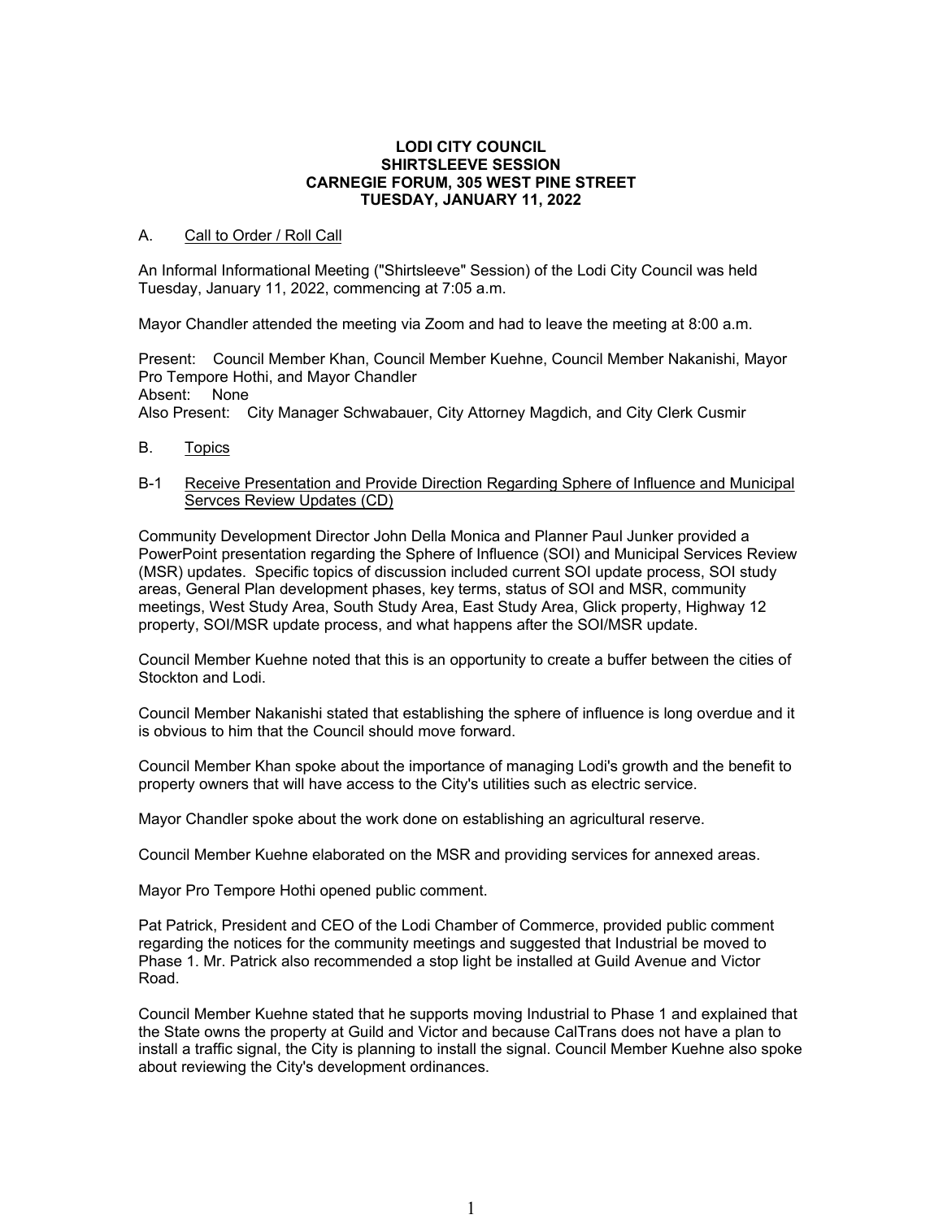**LODI CITY COUNCIL**
**SHIRTSLEEVE SESSION**
**CARNEGIE FORUM, 305 WEST PINE STREET**
**TUESDAY, JANUARY 11, 2022**

A. Call to Order / Roll Call

An Informal Informational Meeting ("Shirtsleeve" Session) of the Lodi City Council was held Tuesday, January 11, 2022, commencing at 7:05 a.m.

Mayor Chandler attended the meeting via Zoom and had to leave the meeting at 8:00 a.m.

Present: Council Member Khan, Council Member Kuehne, Council Member Nakanishi, Mayor Pro Tempore Hothi, and Mayor Chandler
Absent: None
Also Present: City Manager Schwabauer, City Attorney Magdich, and City Clerk Cusmir

B. Topics

B-1 Receive Presentation and Provide Direction Regarding Sphere of Influence and Municipal Servces Review Updates (CD)

Community Development Director John Della Monica and Planner Paul Junker provided a PowerPoint presentation regarding the Sphere of Influence (SOI) and Municipal Services Review (MSR) updates. Specific topics of discussion included current SOI update process, SOI study areas, General Plan development phases, key terms, status of SOI and MSR, community meetings, West Study Area, South Study Area, East Study Area, Glick property, Highway 12 property, SOI/MSR update process, and what happens after the SOI/MSR update.

Council Member Kuehne noted that this is an opportunity to create a buffer between the cities of Stockton and Lodi.

Council Member Nakanishi stated that establishing the sphere of influence is long overdue and it is obvious to him that the Council should move forward.

Council Member Khan spoke about the importance of managing Lodi's growth and the benefit to property owners that will have access to the City's utilities such as electric service.

Mayor Chandler spoke about the work done on establishing an agricultural reserve.

Council Member Kuehne elaborated on the MSR and providing services for annexed areas.

Mayor Pro Tempore Hothi opened public comment.

Pat Patrick, President and CEO of the Lodi Chamber of Commerce, provided public comment regarding the notices for the community meetings and suggested that Industrial be moved to Phase 1. Mr. Patrick also recommended a stop light be installed at Guild Avenue and Victor Road.

Council Member Kuehne stated that he supports moving Industrial to Phase 1 and explained that the State owns the property at Guild and Victor and because CalTrans does not have a plan to install a traffic signal, the City is planning to install the signal. Council Member Kuehne also spoke about reviewing the City's development ordinances.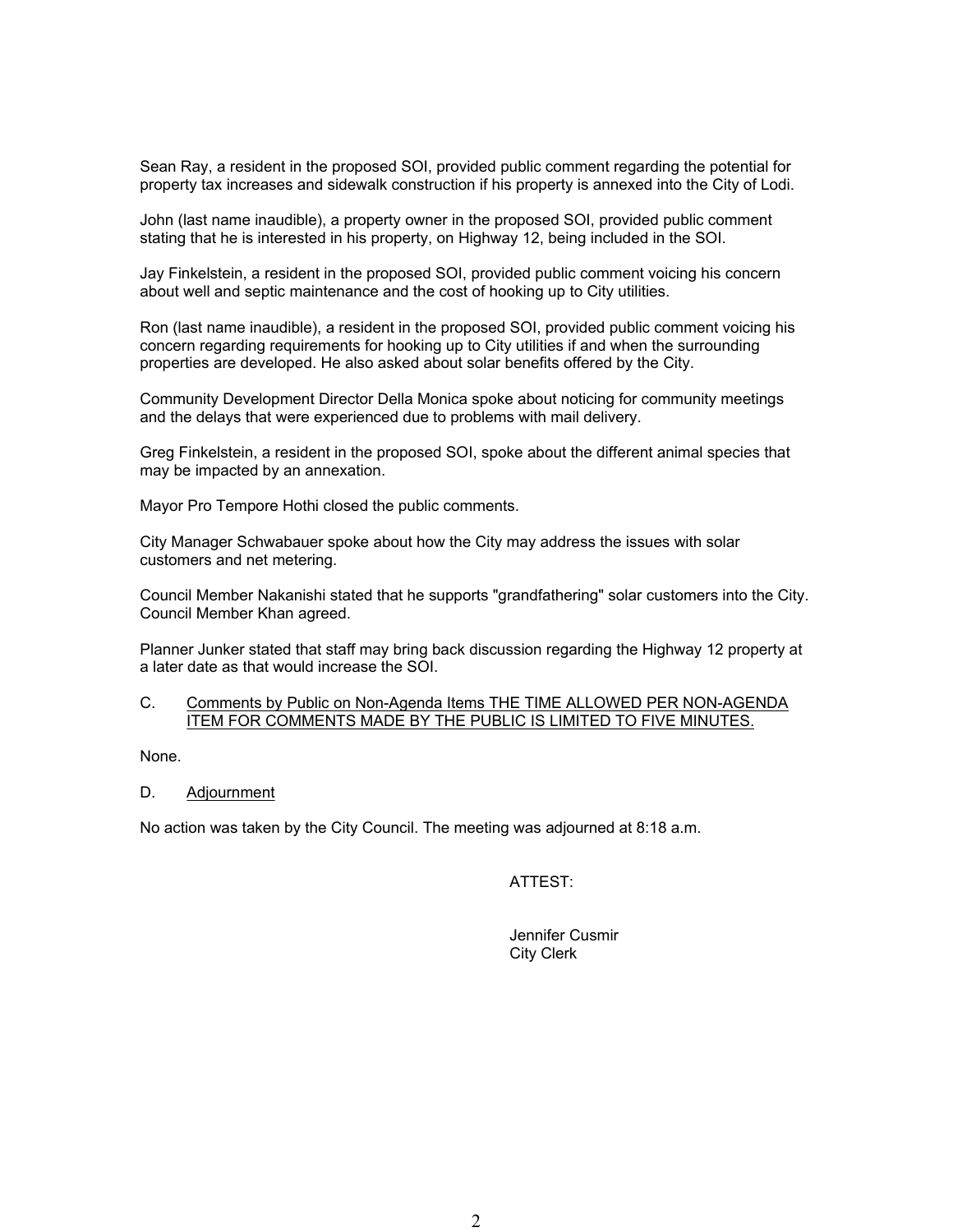Sean Ray, a resident in the proposed SOI, provided public comment regarding the potential for property tax increases and sidewalk construction if his property is annexed into the City of Lodi.

John (last name inaudible), a property owner in the proposed SOI, provided public comment stating that he is interested in his property, on Highway 12, being included in the SOI.

Jay Finkelstein, a resident in the proposed SOI, provided public comment voicing his concern about well and septic maintenance and the cost of hooking up to City utilities.

Ron (last name inaudible), a resident in the proposed SOI, provided public comment voicing his concern regarding requirements for hooking up to City utilities if and when the surrounding properties are developed. He also asked about solar benefits offered by the City.

Community Development Director Della Monica spoke about noticing for community meetings and the delays that were experienced due to problems with mail delivery.

Greg Finkelstein, a resident in the proposed SOI, spoke about the different animal species that may be impacted by an annexation.

Mayor Pro Tempore Hothi closed the public comments.

City Manager Schwabauer spoke about how the City may address the issues with solar customers and net metering.

Council Member Nakanishi stated that he supports "grandfathering" solar customers into the City. Council Member Khan agreed.

Planner Junker stated that staff may bring back discussion regarding the Highway 12 property at a later date as that would increase the SOI.

C. Comments by Public on Non-Agenda Items THE TIME ALLOWED PER NON-AGENDA ITEM FOR COMMENTS MADE BY THE PUBLIC IS LIMITED TO FIVE MINUTES.

None.

D. Adjournment

No action was taken by the City Council. The meeting was adjourned at 8:18 a.m.

ATTEST:

Jennifer Cusmir
City Clerk